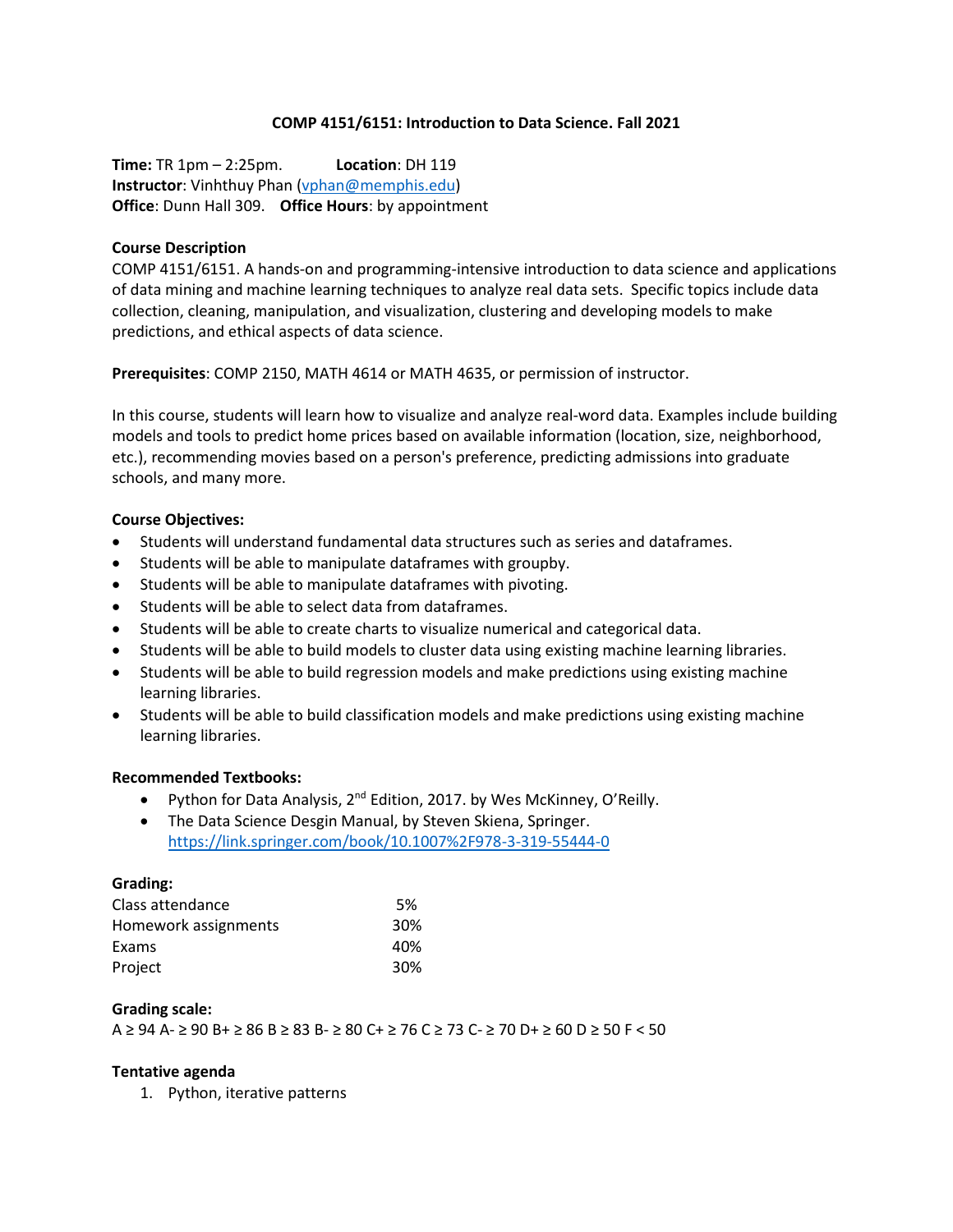# COMP 4151/6151: Introduction to Data Science. Fall 2021

**Time:** TR 1pm – 2:25pm. **Location**: DH 119
**Instructor**: Vinhthuy Phan (vphan@memphis.edu)
**Office**: Dunn Hall 309. **Office Hours**: by appointment

**Course Description**
COMP 4151/6151. A hands-on and programming-intensive introduction to data science and applications of data mining and machine learning techniques to analyze real data sets. Specific topics include data collection, cleaning, manipulation, and visualization, clustering and developing models to make predictions, and ethical aspects of data science.

**Prerequisites**: COMP 2150, MATH 4614 or MATH 4635, or permission of instructor.

In this course, students will learn how to visualize and analyze real-word data. Examples include building models and tools to predict home prices based on available information (location, size, neighborhood, etc.), recommending movies based on a person's preference, predicting admissions into graduate schools, and many more.

**Course Objectives:**
- Students will understand fundamental data structures such as series and dataframes.
- Students will be able to manipulate dataframes with groupby.
- Students will be able to manipulate dataframes with pivoting.
- Students will be able to select data from dataframes.
- Students will be able to create charts to visualize numerical and categorical data.
- Students will be able to build models to cluster data using existing machine learning libraries.
- Students will be able to build regression models and make predictions using existing machine learning libraries.
- Students will be able to build classification models and make predictions using existing machine learning libraries.

**Recommended Textbooks:**
- Python for Data Analysis, 2nd Edition, 2017. by Wes McKinney, O'Reilly.
- The Data Science Desgin Manual, by Steven Skiena, Springer. https://link.springer.com/book/10.1007%2F978-3-319-55444-0

**Grading:**

| | |
|---|---|
| Class attendance | 5% |
| Homework assignments | 30% |
| Exams | 40% |
| Project | 30% |

**Grading scale:**
A ≥ 94 A- ≥ 90 B+ ≥ 86 B ≥ 83 B- ≥ 80 C+ ≥ 76 C ≥ 73 C- ≥ 70 D+ ≥ 60 D ≥ 50 F < 50

**Tentative agenda**
1. Python, iterative patterns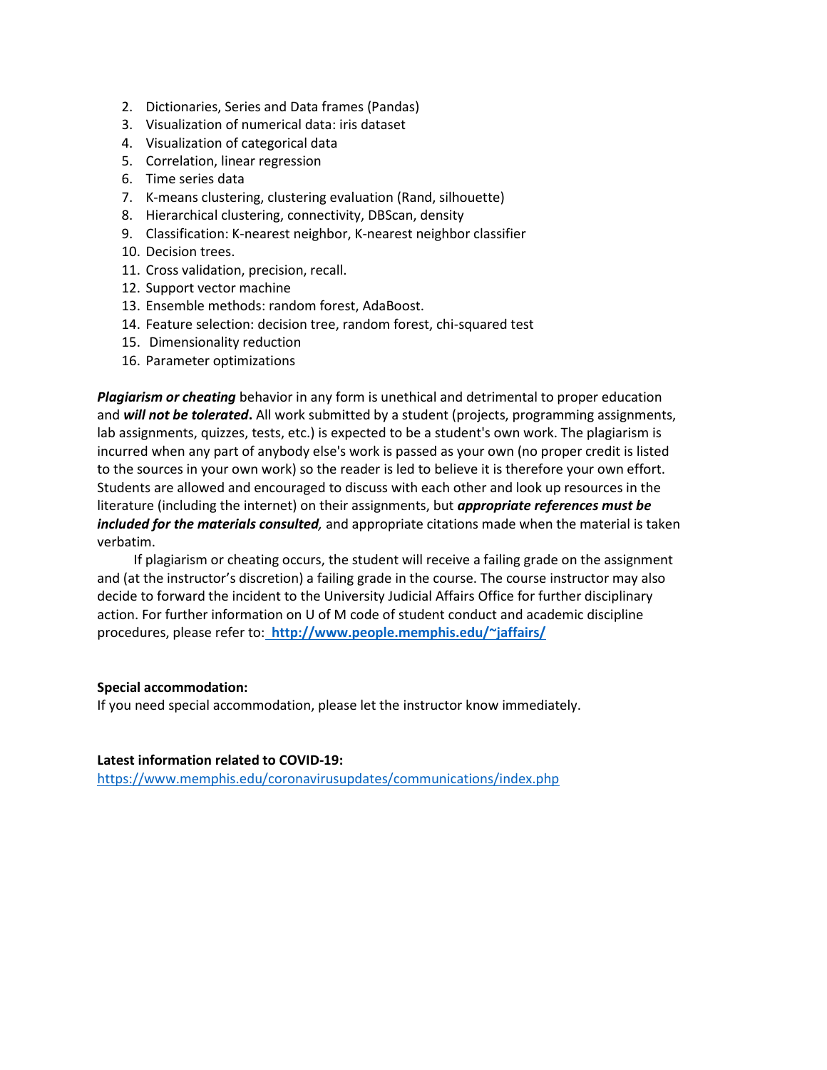2. Dictionaries, Series and Data frames (Pandas)
3. Visualization of numerical data: iris dataset
4. Visualization of categorical data
5. Correlation, linear regression
6. Time series data
7. K-means clustering, clustering evaluation (Rand, silhouette)
8. Hierarchical clustering, connectivity, DBScan, density
9. Classification: K-nearest neighbor, K-nearest neighbor classifier
10. Decision trees.
11. Cross validation, precision, recall.
12. Support vector machine
13. Ensemble methods: random forest, AdaBoost.
14. Feature selection: decision tree, random forest, chi-squared test
15. Dimensionality reduction
16. Parameter optimizations

***Plagiarism or cheating*** behavior in any form is unethical and detrimental to proper education and ***will not be tolerated*.** All work submitted by a student (projects, programming assignments, lab assignments, quizzes, tests, etc.) is expected to be a student's own work. The plagiarism is incurred when any part of anybody else's work is passed as your own (no proper credit is listed to the sources in your own work) so the reader is led to believe it is therefore your own effort. Students are allowed and encouraged to discuss with each other and look up resources in the literature (including the internet) on their assignments, but ***appropriate references must be included for the materials consulted,*** and appropriate citations made when the material is taken verbatim.

If plagiarism or cheating occurs, the student will receive a failing grade on the assignment and (at the instructor's discretion) a failing grade in the course. The course instructor may also decide to forward the incident to the University Judicial Affairs Office for further disciplinary action. For further information on U of M code of student conduct and academic discipline procedures, please refer to: **http://www.people.memphis.edu/~jaffairs/**

**Special accommodation:**

If you need special accommodation, please let the instructor know immediately.

**Latest information related to COVID-19:**

https://www.memphis.edu/coronavirusupdates/communications/index.php